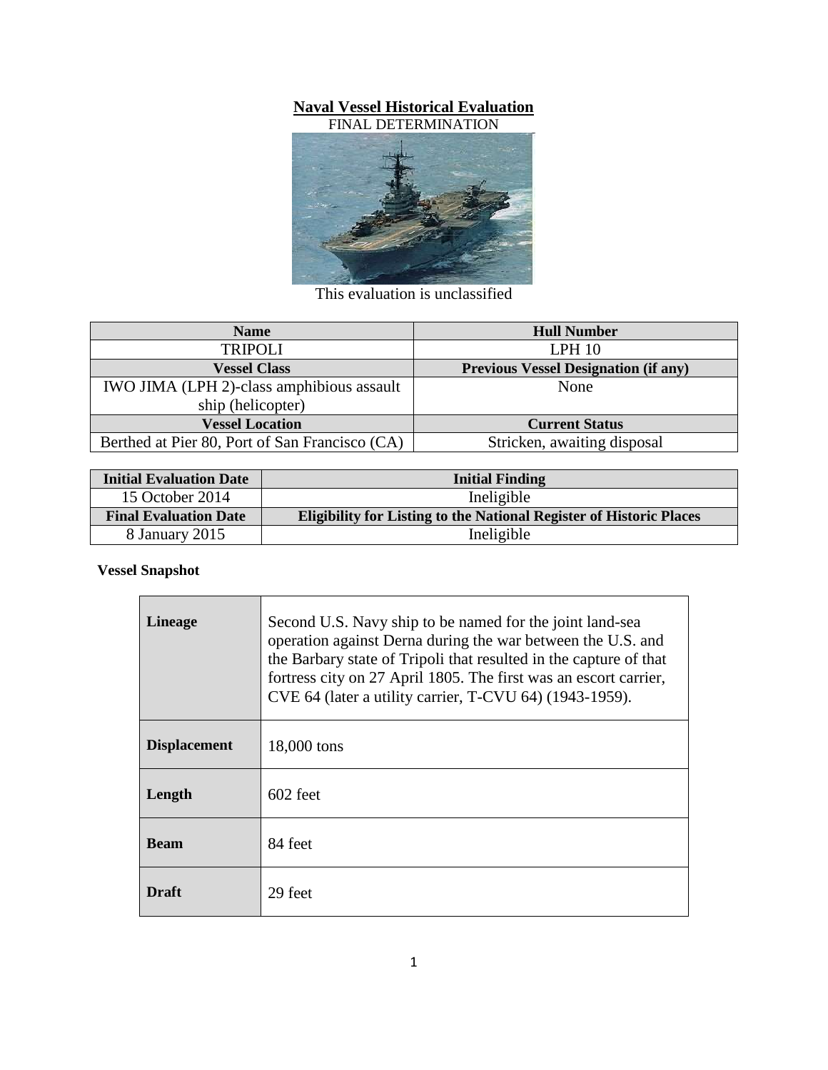# Naval Vessel Historical Evaluation

FINAL DETERMINATION

This evaluation is unclassified

| Name | Hull Number |
|---|---|
| TRIPOLI | LPH 10 |
| **Vessel Class** | **Previous Vessel Designation (if any)** |
| IWO JIMA (LPH 2)-class amphibious assault ship (helicopter) | None |
| **Vessel Location** | **Current Status** |
| Berthed at Pier 80, Port of San Francisco (CA) | Stricken, awaiting disposal |

| Initial Evaluation Date | Initial Finding |
|---|---|
| 15 October 2014 | Ineligible |
| **Final Evaluation Date** | **Eligibility for Listing to the National Register of Historic Places** |
| 8 January 2015 | Ineligible |

**Vessel Snapshot**

| | |
|---|---|
| **Lineage** | Second U.S. Navy ship to be named for the joint land-sea operation against Derna during the war between the U.S. and the Barbary state of Tripoli that resulted in the capture of that fortress city on 27 April 1805. The first was an escort carrier, CVE 64 (later a utility carrier, T-CVU 64) (1943-1959). |
| **Displacement** | 18,000 tons |
| **Length** | 602 feet |
| **Beam** | 84 feet |
| **Draft** | 29 feet |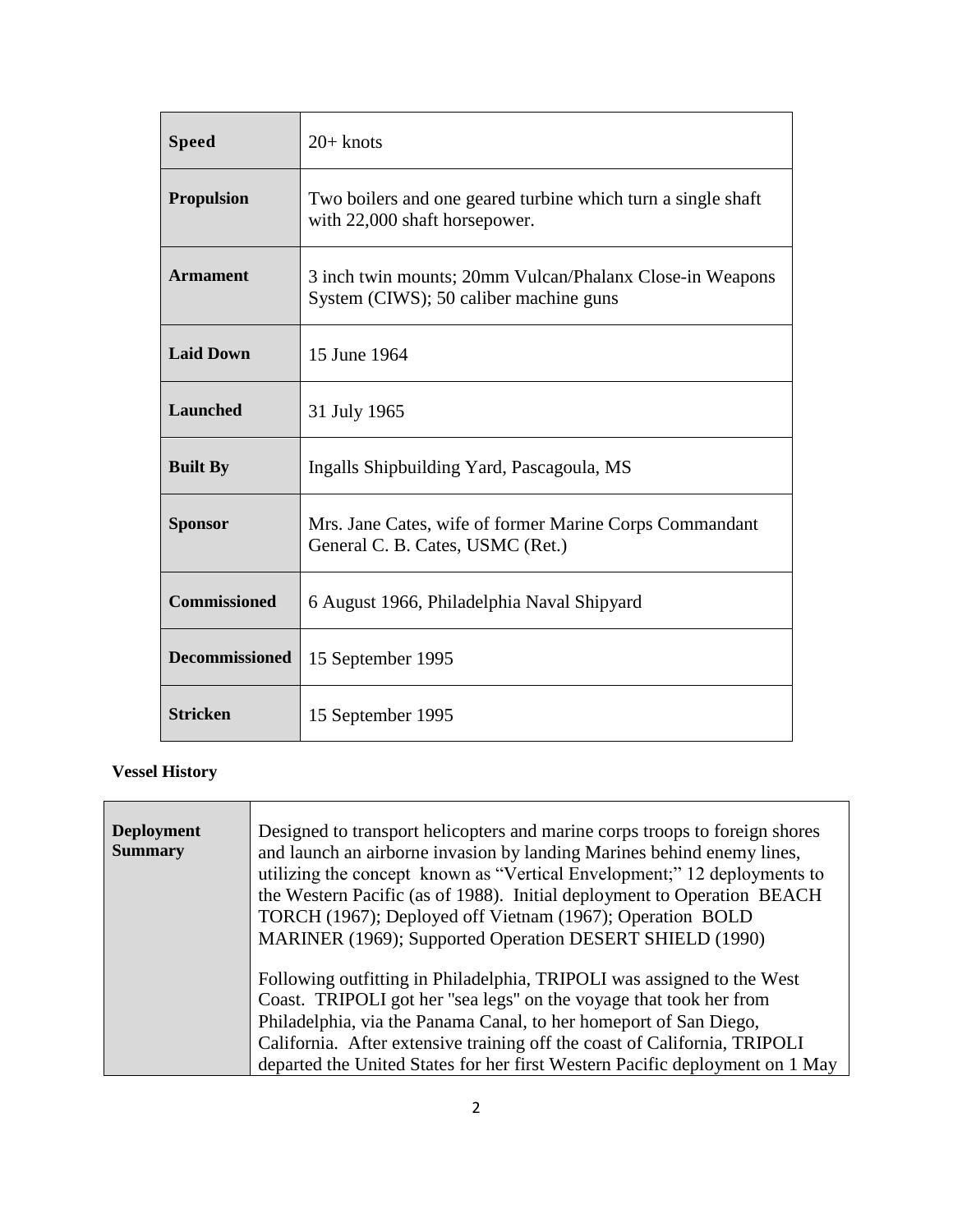| | |
|---|---|
| **Speed** | 20+ knots |
| **Propulsion** | Two boilers and one geared turbine which turn a single shaft with 22,000 shaft horsepower. |
| **Armament** | 3 inch twin mounts; 20mm Vulcan/Phalanx Close-in Weapons System (CIWS); 50 caliber machine guns |
| **Laid Down** | 15 June 1964 |
| **Launched** | 31 July 1965 |
| **Built By** | Ingalls Shipbuilding Yard, Pascagoula, MS |
| **Sponsor** | Mrs. Jane Cates, wife of former Marine Corps Commandant General C. B. Cates, USMC (Ret.) |
| **Commissioned** | 6 August 1966, Philadelphia Naval Shipyard |
| **Decommissioned** | 15 September 1995 |
| **Stricken** | 15 September 1995 |

**Vessel History**

| | |
|---|---|
| **Deployment Summary** | Designed to transport helicopters and marine corps troops to foreign shores and launch an airborne invasion by landing Marines behind enemy lines, utilizing the concept known as "Vertical Envelopment;" 12 deployments to the Western Pacific (as of 1988). Initial deployment to Operation BEACH TORCH (1967); Deployed off Vietnam (1967); Operation BOLD MARINER (1969); Supported Operation DESERT SHIELD (1990)<br><br>Following outfitting in Philadelphia, TRIPOLI was assigned to the West Coast. TRIPOLI got her "sea legs" on the voyage that took her from Philadelphia, via the Panama Canal, to her homeport of San Diego, California. After extensive training off the coast of California, TRIPOLI departed the United States for her first Western Pacific deployment on 1 May |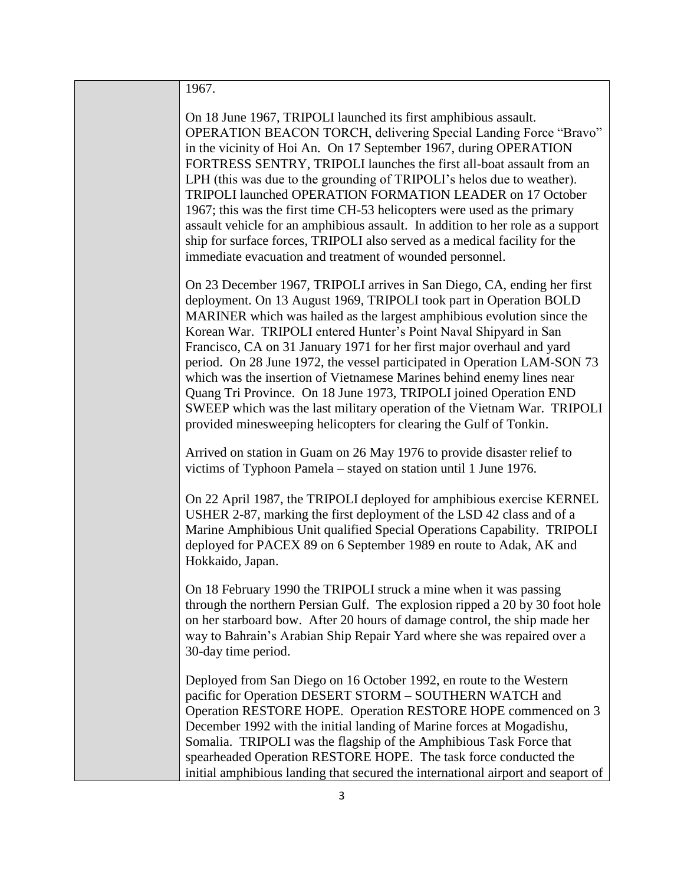|   | 1967.<br><br>On 18 June 1967, TRIPOLI launched its first amphibious assault. OPERATION BEACON TORCH, delivering Special Landing Force "Bravo" in the vicinity of Hoi An. On 17 September 1967, during OPERATION FORTRESS SENTRY, TRIPOLI launches the first all-boat assault from an LPH (this was due to the grounding of TRIPOLI's helos due to weather). TRIPOLI launched OPERATION FORMATION LEADER on 17 October 1967; this was the first time CH-53 helicopters were used as the primary assault vehicle for an amphibious assault. In addition to her role as a support ship for surface forces, TRIPOLI also served as a medical facility for the immediate evacuation and treatment of wounded personnel.<br><br>On 23 December 1967, TRIPOLI arrives in San Diego, CA, ending her first deployment. On 13 August 1969, TRIPOLI took part in Operation BOLD MARINER which was hailed as the largest amphibious evolution since the Korean War. TRIPOLI entered Hunter's Point Naval Shipyard in San Francisco, CA on 31 January 1971 for her first major overhaul and yard period. On 28 June 1972, the vessel participated in Operation LAM-SON 73 which was the insertion of Vietnamese Marines behind enemy lines near Quang Tri Province. On 18 June 1973, TRIPOLI joined Operation END SWEEP which was the last military operation of the Vietnam War. TRIPOLI provided minesweeping helicopters for clearing the Gulf of Tonkin.<br><br>Arrived on station in Guam on 26 May 1976 to provide disaster relief to victims of Typhoon Pamela – stayed on station until 1 June 1976.<br><br>On 22 April 1987, the TRIPOLI deployed for amphibious exercise KERNEL USHER 2-87, marking the first deployment of the LSD 42 class and of a Marine Amphibious Unit qualified Special Operations Capability. TRIPOLI deployed for PACEX 89 on 6 September 1989 en route to Adak, AK and Hokkaido, Japan.<br><br>On 18 February 1990 the TRIPOLI struck a mine when it was passing through the northern Persian Gulf. The explosion ripped a 20 by 30 foot hole on her starboard bow. After 20 hours of damage control, the ship made her way to Bahrain's Arabian Ship Repair Yard where she was repaired over a 30-day time period.<br><br>Deployed from San Diego on 16 October 1992, en route to the Western pacific for Operation DESERT STORM – SOUTHERN WATCH and Operation RESTORE HOPE. Operation RESTORE HOPE commenced on 3 December 1992 with the initial landing of Marine forces at Mogadishu, Somalia. TRIPOLI was the flagship of the Amphibious Task Force that spearheaded Operation RESTORE HOPE. The task force conducted the initial amphibious landing that secured the international airport and seaport of |
|---|---|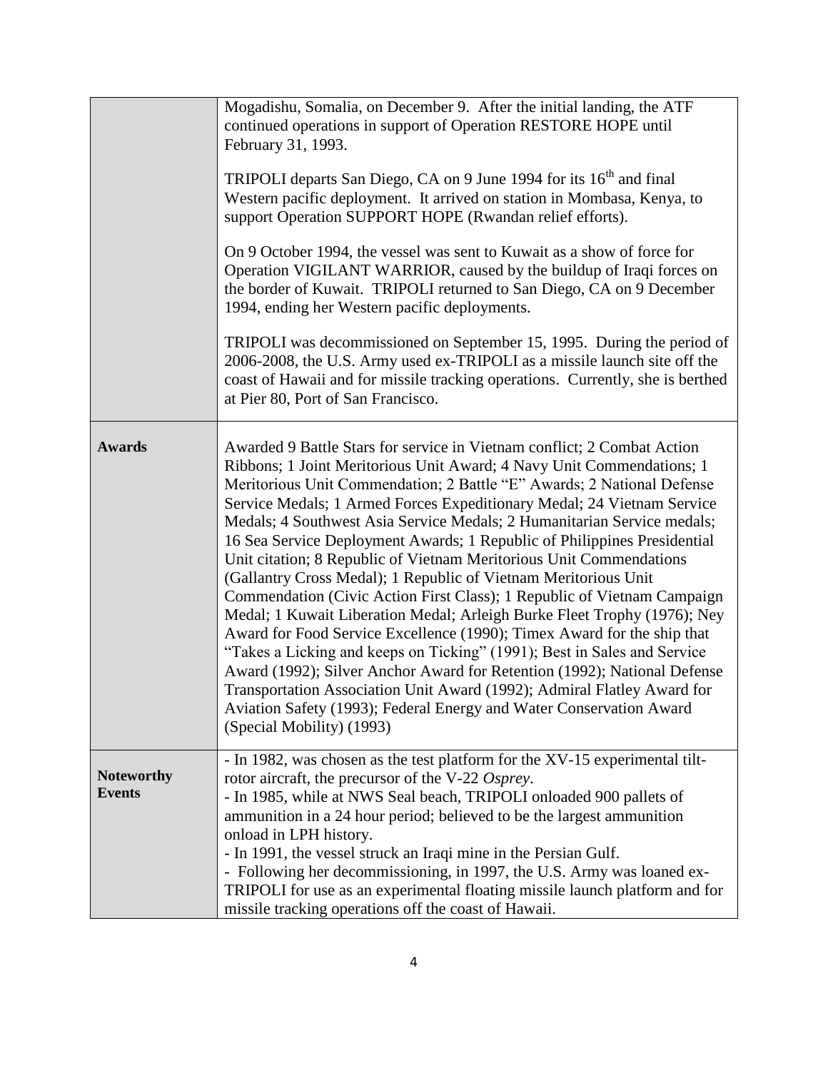| | |
|---|---|
| | Mogadishu, Somalia, on December 9. After the initial landing, the ATF continued operations in support of Operation RESTORE HOPE until February 31, 1993.<br><br>TRIPOLI departs San Diego, CA on 9 June 1994 for its 16th and final Western pacific deployment. It arrived on station in Mombasa, Kenya, to support Operation SUPPORT HOPE (Rwandan relief efforts).<br><br>On 9 October 1994, the vessel was sent to Kuwait as a show of force for Operation VIGILANT WARRIOR, caused by the buildup of Iraqi forces on the border of Kuwait. TRIPOLI returned to San Diego, CA on 9 December 1994, ending her Western pacific deployments.<br><br>TRIPOLI was decommissioned on September 15, 1995. During the period of 2006-2008, the U.S. Army used ex-TRIPOLI as a missile launch site off the coast of Hawaii and for missile tracking operations. Currently, she is berthed at Pier 80, Port of San Francisco. |
| **Awards** | Awarded 9 Battle Stars for service in Vietnam conflict; 2 Combat Action Ribbons; 1 Joint Meritorious Unit Award; 4 Navy Unit Commendations; 1 Meritorious Unit Commendation; 2 Battle "E" Awards; 2 National Defense Service Medals; 1 Armed Forces Expeditionary Medal; 24 Vietnam Service Medals; 4 Southwest Asia Service Medals; 2 Humanitarian Service medals; 16 Sea Service Deployment Awards; 1 Republic of Philippines Presidential Unit citation; 8 Republic of Vietnam Meritorious Unit Commendations (Gallantry Cross Medal); 1 Republic of Vietnam Meritorious Unit Commendation (Civic Action First Class); 1 Republic of Vietnam Campaign Medal; 1 Kuwait Liberation Medal; Arleigh Burke Fleet Trophy (1976); Ney Award for Food Service Excellence (1990); Timex Award for the ship that "Takes a Licking and keeps on Ticking" (1991); Best in Sales and Service Award (1992); Silver Anchor Award for Retention (1992); National Defense Transportation Association Unit Award (1992); Admiral Flatley Award for Aviation Safety (1993); Federal Energy and Water Conservation Award (Special Mobility) (1993) |
| **Noteworthy Events** | - In 1982, was chosen as the test platform for the XV-15 experimental tilt-rotor aircraft, the precursor of the V-22 *Osprey*.<br>- In 1985, while at NWS Seal beach, TRIPOLI onloaded 900 pallets of ammunition in a 24 hour period; believed to be the largest ammunition onload in LPH history.<br>- In 1991, the vessel struck an Iraqi mine in the Persian Gulf.<br>- Following her decommissioning, in 1997, the U.S. Army was loaned ex-TRIPOLI for use as an experimental floating missile launch platform and for missile tracking operations off the coast of Hawaii. |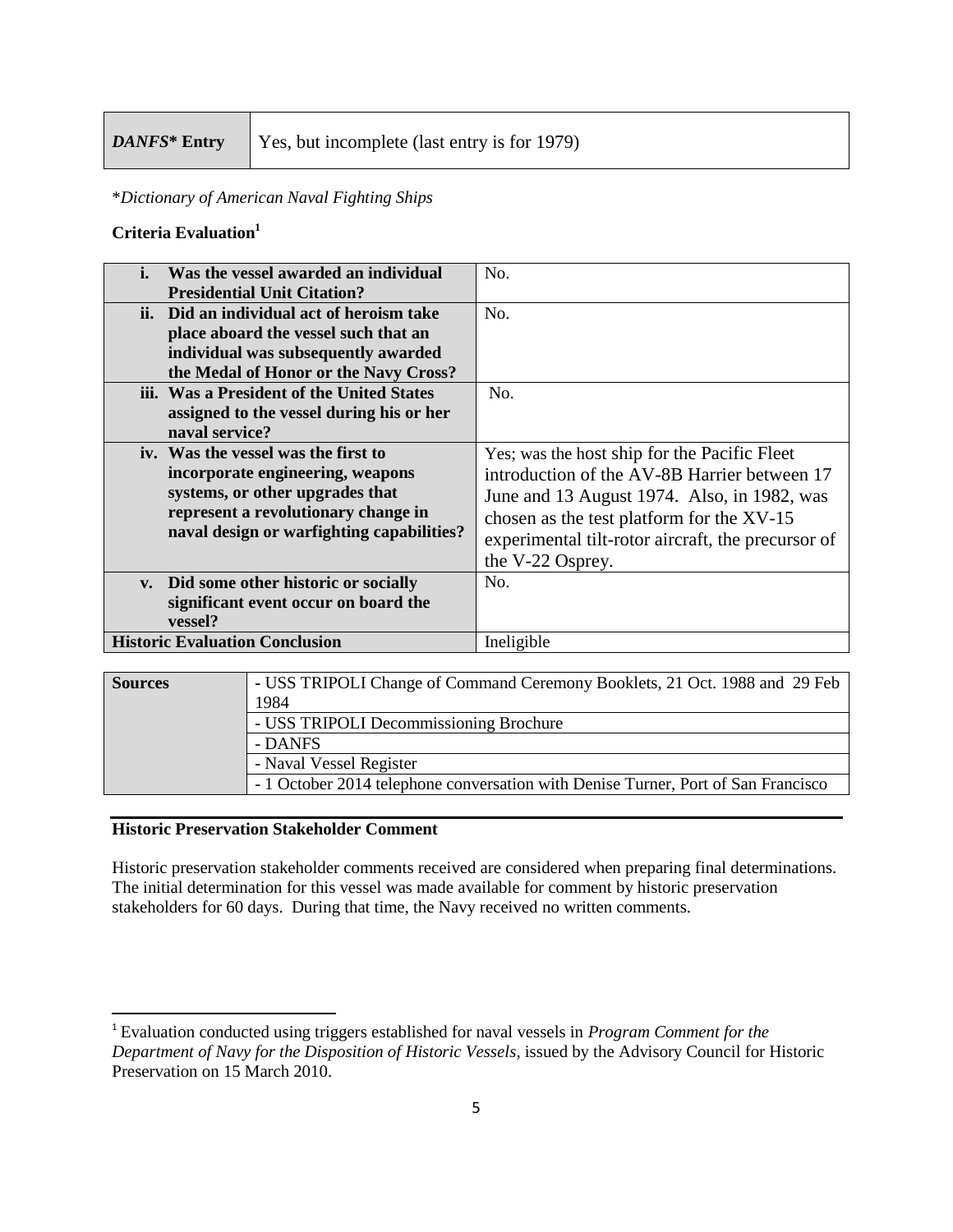| | |
|---|---|
| ***DANFS*\* Entry** | Yes, but incomplete (last entry is for 1979) |

\**Dictionary of American Naval Fighting Ships*

**Criteria Evaluation**[1]

| | |
|---|---|
| **i. Was the vessel awarded an individual Presidential Unit Citation?** | No. |
| **ii. Did an individual act of heroism take place aboard the vessel such that an individual was subsequently awarded the Medal of Honor or the Navy Cross?** | No. |
| **iii. Was a President of the United States assigned to the vessel during his or her naval service?** | No. |
| **iv. Was the vessel was the first to incorporate engineering, weapons systems, or other upgrades that represent a revolutionary change in naval design or warfighting capabilities?** | Yes; was the host ship for the Pacific Fleet introduction of the AV-8B Harrier between 17 June and 13 August 1974. Also, in 1982, was chosen as the test platform for the XV-15 experimental tilt-rotor aircraft, the precursor of the V-22 Osprey. |
| **v. Did some other historic or socially significant event occur on board the vessel?** | No. |
| **Historic Evaluation Conclusion** | Ineligible |

| | |
|---|---|
| **Sources** | - USS TRIPOLI Change of Command Ceremony Booklets, 21 Oct. 1988 and 29 Feb 1984 |
| | - USS TRIPOLI Decommissioning Brochure |
| | - DANFS |
| | - Naval Vessel Register |
| | - 1 October 2014 telephone conversation with Denise Turner, Port of San Francisco |

**Historic Preservation Stakeholder Comment**

Historic preservation stakeholder comments received are considered when preparing final determinations. The initial determination for this vessel was made available for comment by historic preservation stakeholders for 60 days. During that time, the Navy received no written comments.

[1] Evaluation conducted using triggers established for naval vessels in *Program Comment for the Department of Navy for the Disposition of Historic Vessels*, issued by the Advisory Council for Historic Preservation on 15 March 2010.